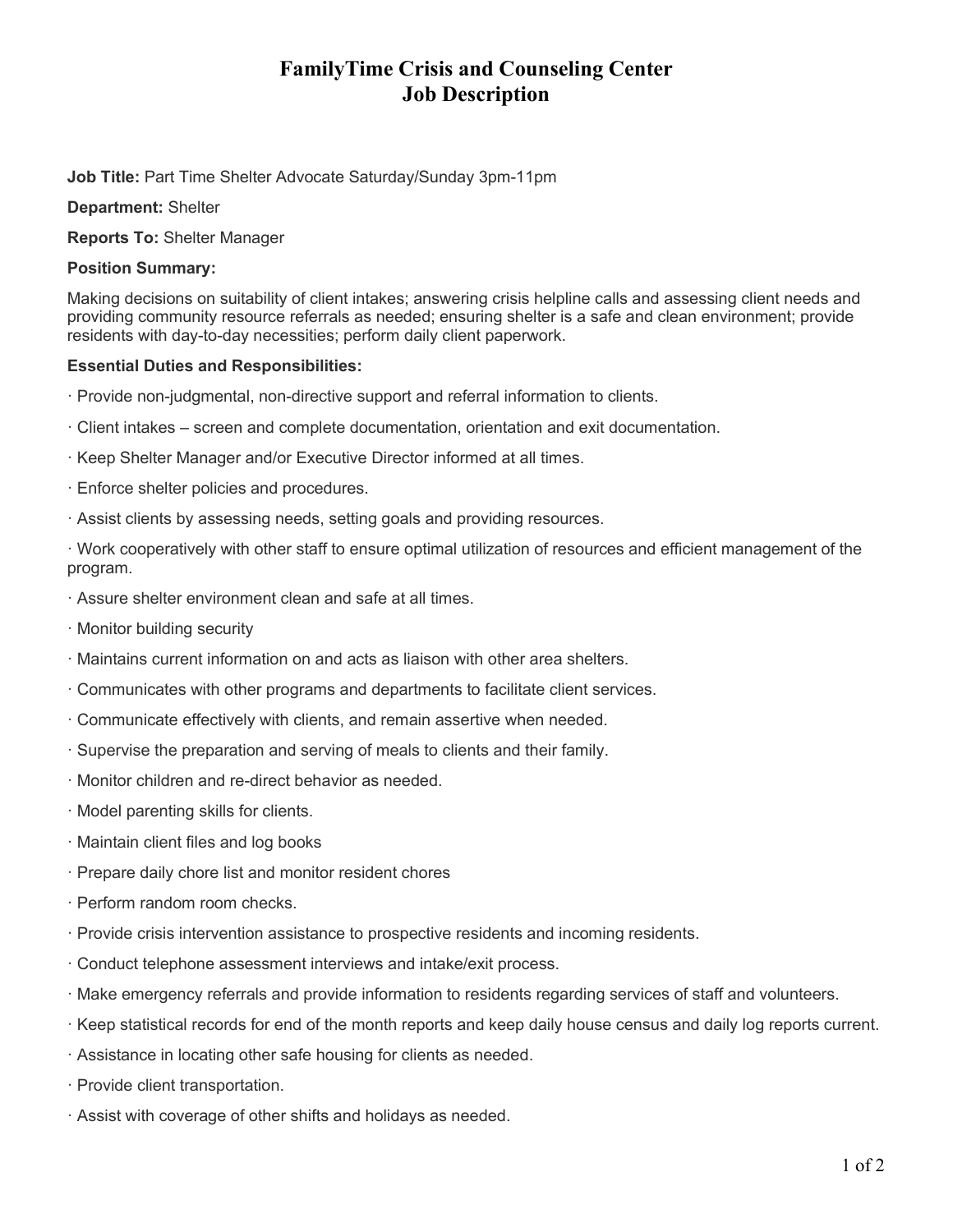# FamilyTime Crisis and Counseling Center
# Job Description

**Job Title:** Part Time Shelter Advocate Saturday/Sunday 3pm-11pm

**Department:** Shelter

**Reports To:** Shelter Manager

**Position Summary:**

Making decisions on suitability of client intakes; answering crisis helpline calls and assessing client needs and providing community resource referrals as needed; ensuring shelter is a safe and clean environment; provide residents with day-to-day necessities; perform daily client paperwork.

**Essential Duties and Responsibilities:**

- Provide non-judgmental, non-directive support and referral information to clients.
- Client intakes – screen and complete documentation, orientation and exit documentation.
- Keep Shelter Manager and/or Executive Director informed at all times.
- Enforce shelter policies and procedures.
- Assist clients by assessing needs, setting goals and providing resources.
- Work cooperatively with other staff to ensure optimal utilization of resources and efficient management of the program.
- Assure shelter environment clean and safe at all times.
- Monitor building security
- Maintains current information on and acts as liaison with other area shelters.
- Communicates with other programs and departments to facilitate client services.
- Communicate effectively with clients, and remain assertive when needed.
- Supervise the preparation and serving of meals to clients and their family.
- Monitor children and re-direct behavior as needed.
- Model parenting skills for clients.
- Maintain client files and log books
- Prepare daily chore list and monitor resident chores
- Perform random room checks.
- Provide crisis intervention assistance to prospective residents and incoming residents.
- Conduct telephone assessment interviews and intake/exit process.
- Make emergency referrals and provide information to residents regarding services of staff and volunteers.
- Keep statistical records for end of the month reports and keep daily house census and daily log reports current.
- Assistance in locating other safe housing for clients as needed.
- Provide client transportation.
- Assist with coverage of other shifts and holidays as needed.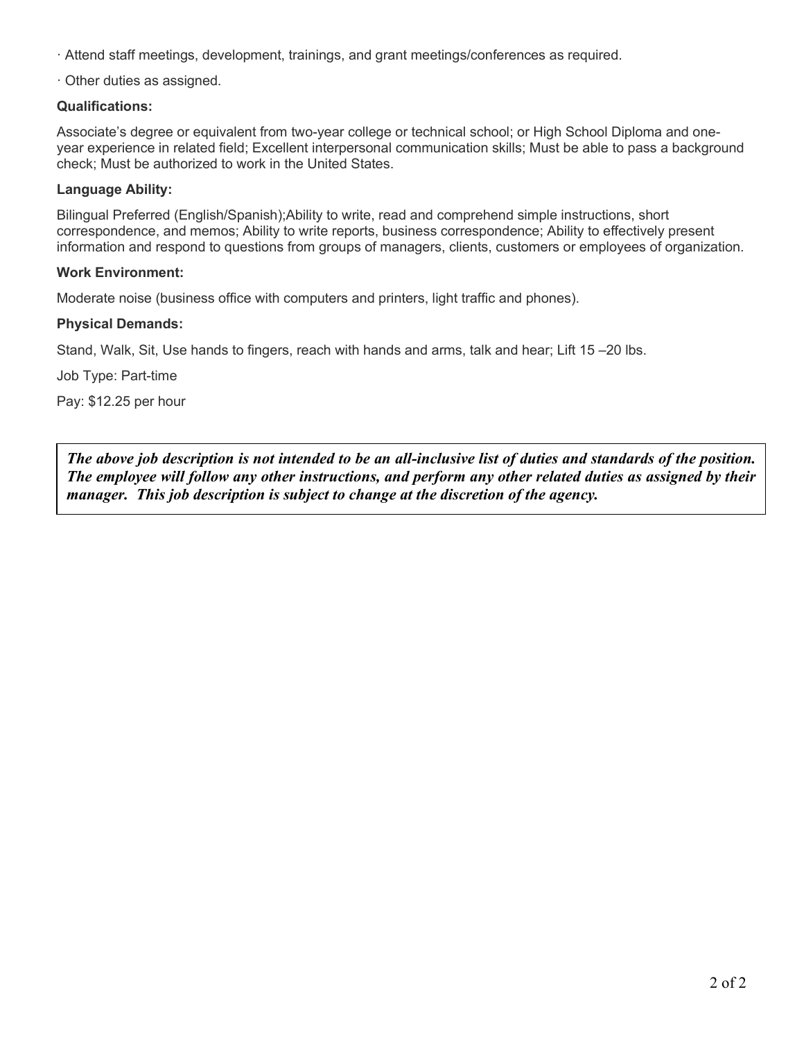· Attend staff meetings, development, trainings, and grant meetings/conferences as required.

· Other duties as assigned.

**Qualifications:**

Associate's degree or equivalent from two-year college or technical school; or High School Diploma and one-year experience in related field; Excellent interpersonal communication skills; Must be able to pass a background check; Must be authorized to work in the United States.

**Language Ability:**

Bilingual Preferred (English/Spanish);Ability to write, read and comprehend simple instructions, short correspondence, and memos; Ability to write reports, business correspondence; Ability to effectively present information and respond to questions from groups of managers, clients, customers or employees of organization.

**Work Environment:**

Moderate noise (business office with computers and printers, light traffic and phones).

**Physical Demands:**

Stand, Walk, Sit, Use hands to fingers, reach with hands and arms, talk and hear; Lift 15 –20 lbs.

Job Type: Part-time

Pay: $12.25 per hour

***The above job description is not intended to be an all-inclusive list of duties and standards of the position. The employee will follow any other instructions, and perform any other related duties as assigned by their manager. This job description is subject to change at the discretion of the agency.***